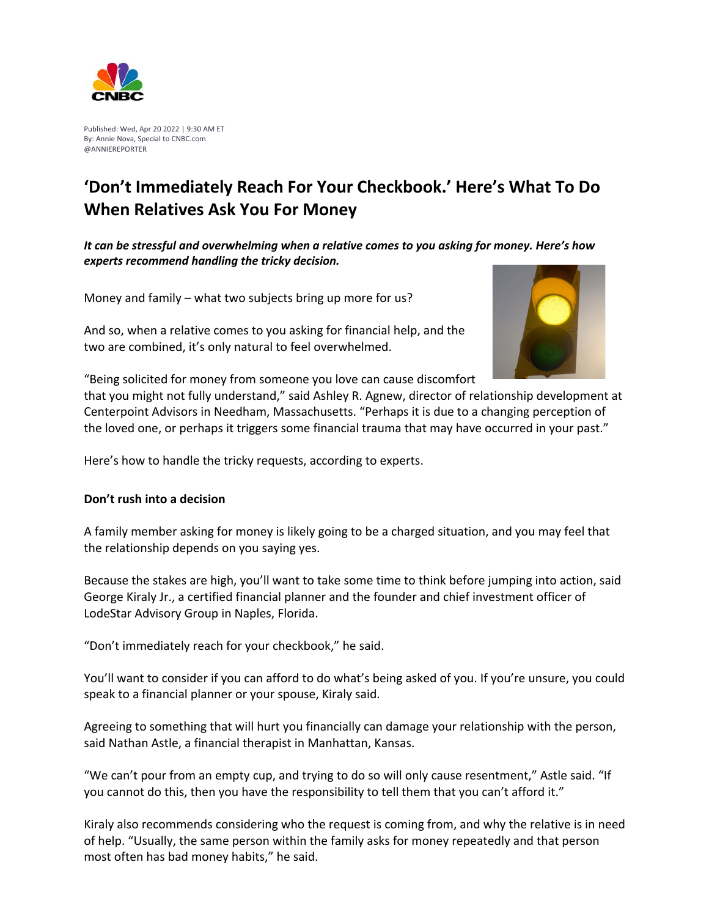Published: Wed, Apr 20 2022 | 9:30 AM ET
By: Annie Nova, Special to CNBC.com
@ANNIEREPORTER

# 'Don't Immediately Reach For Your Checkbook.' Here's What To Do When Relatives Ask You For Money

***It can be stressful and overwhelming when a relative comes to you asking for money. Here's how experts recommend handling the tricky decision.***

Money and family – what two subjects bring up more for us?

And so, when a relative comes to you asking for financial help, and the two are combined, it's only natural to feel overwhelmed.

"Being solicited for money from someone you love can cause discomfort that you might not fully understand," said Ashley R. Agnew, director of relationship development at Centerpoint Advisors in Needham, Massachusetts. "Perhaps it is due to a changing perception of the loved one, or perhaps it triggers some financial trauma that may have occurred in your past."

Here's how to handle the tricky requests, according to experts.

**Don't rush into a decision**

A family member asking for money is likely going to be a charged situation, and you may feel that the relationship depends on you saying yes.

Because the stakes are high, you'll want to take some time to think before jumping into action, said George Kiraly Jr., a certified financial planner and the founder and chief investment officer of LodeStar Advisory Group in Naples, Florida.

"Don't immediately reach for your checkbook," he said.

You'll want to consider if you can afford to do what's being asked of you. If you're unsure, you could speak to a financial planner or your spouse, Kiraly said.

Agreeing to something that will hurt you financially can damage your relationship with the person, said Nathan Astle, a financial therapist in Manhattan, Kansas.

"We can't pour from an empty cup, and trying to do so will only cause resentment," Astle said. "If you cannot do this, then you have the responsibility to tell them that you can't afford it."

Kiraly also recommends considering who the request is coming from, and why the relative is in need of help. "Usually, the same person within the family asks for money repeatedly and that person most often has bad money habits," he said.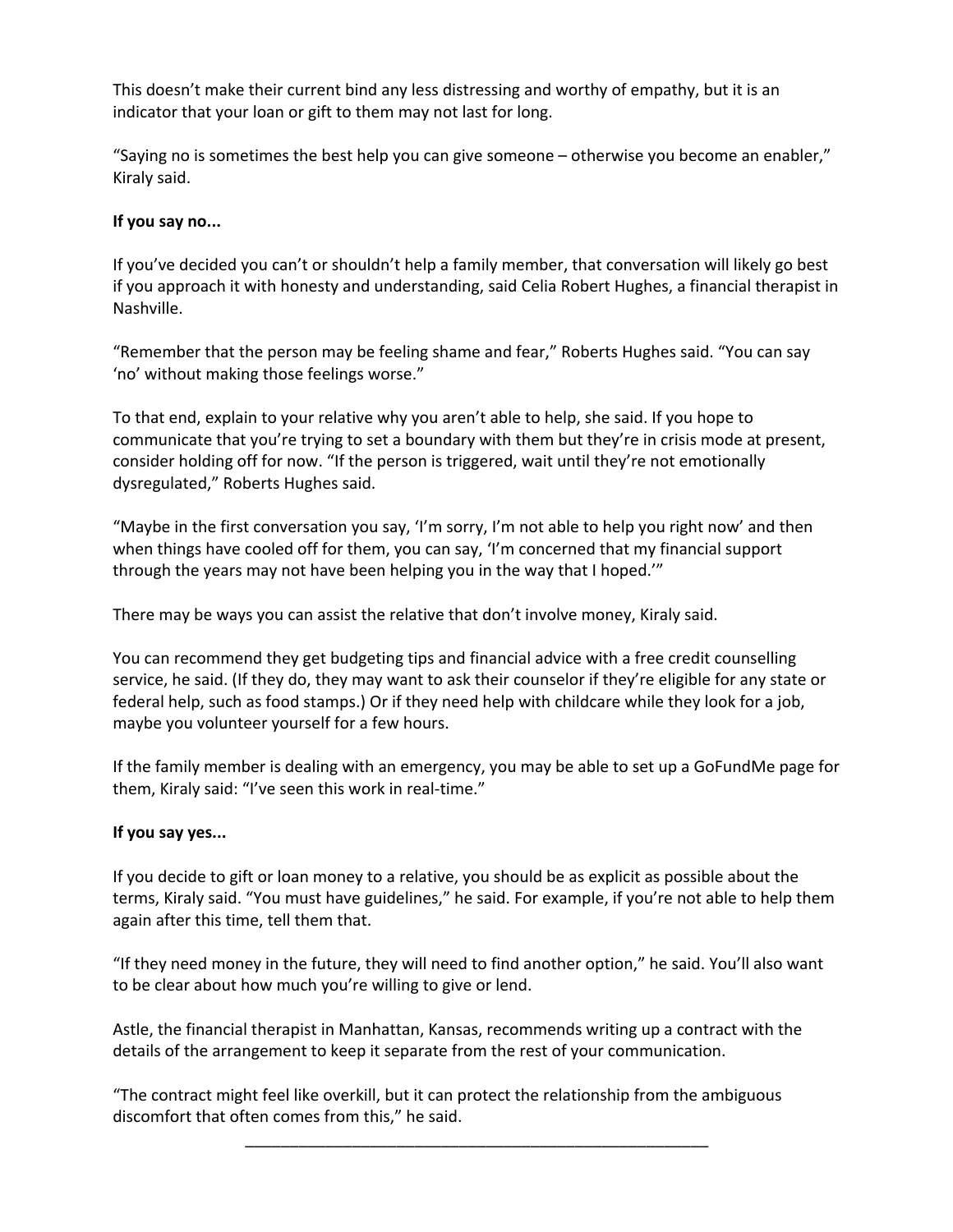This doesn't make their current bind any less distressing and worthy of empathy, but it is an indicator that your loan or gift to them may not last for long.

"Saying no is sometimes the best help you can give someone – otherwise you become an enabler," Kiraly said.

**If you say no...**

If you've decided you can't or shouldn't help a family member, that conversation will likely go best if you approach it with honesty and understanding, said Celia Robert Hughes, a financial therapist in Nashville.

"Remember that the person may be feeling shame and fear," Roberts Hughes said. "You can say 'no' without making those feelings worse."

To that end, explain to your relative why you aren't able to help, she said. If you hope to communicate that you're trying to set a boundary with them but they're in crisis mode at present, consider holding off for now. "If the person is triggered, wait until they're not emotionally dysregulated," Roberts Hughes said.

"Maybe in the first conversation you say, 'I'm sorry, I'm not able to help you right now' and then when things have cooled off for them, you can say, 'I'm concerned that my financial support through the years may not have been helping you in the way that I hoped.'"

There may be ways you can assist the relative that don't involve money, Kiraly said.

You can recommend they get budgeting tips and financial advice with a free credit counselling service, he said. (If they do, they may want to ask their counselor if they're eligible for any state or federal help, such as food stamps.) Or if they need help with childcare while they look for a job, maybe you volunteer yourself for a few hours.

If the family member is dealing with an emergency, you may be able to set up a GoFundMe page for them, Kiraly said: "I've seen this work in real-time."

**If you say yes...**

If you decide to gift or loan money to a relative, you should be as explicit as possible about the terms, Kiraly said. "You must have guidelines," he said. For example, if you're not able to help them again after this time, tell them that.

"If they need money in the future, they will need to find another option," he said. You'll also want to be clear about how much you're willing to give or lend.

Astle, the financial therapist in Manhattan, Kansas, recommends writing up a contract with the details of the arrangement to keep it separate from the rest of your communication.

"The contract might feel like overkill, but it can protect the relationship from the ambiguous discomfort that often comes from this," he said.

---